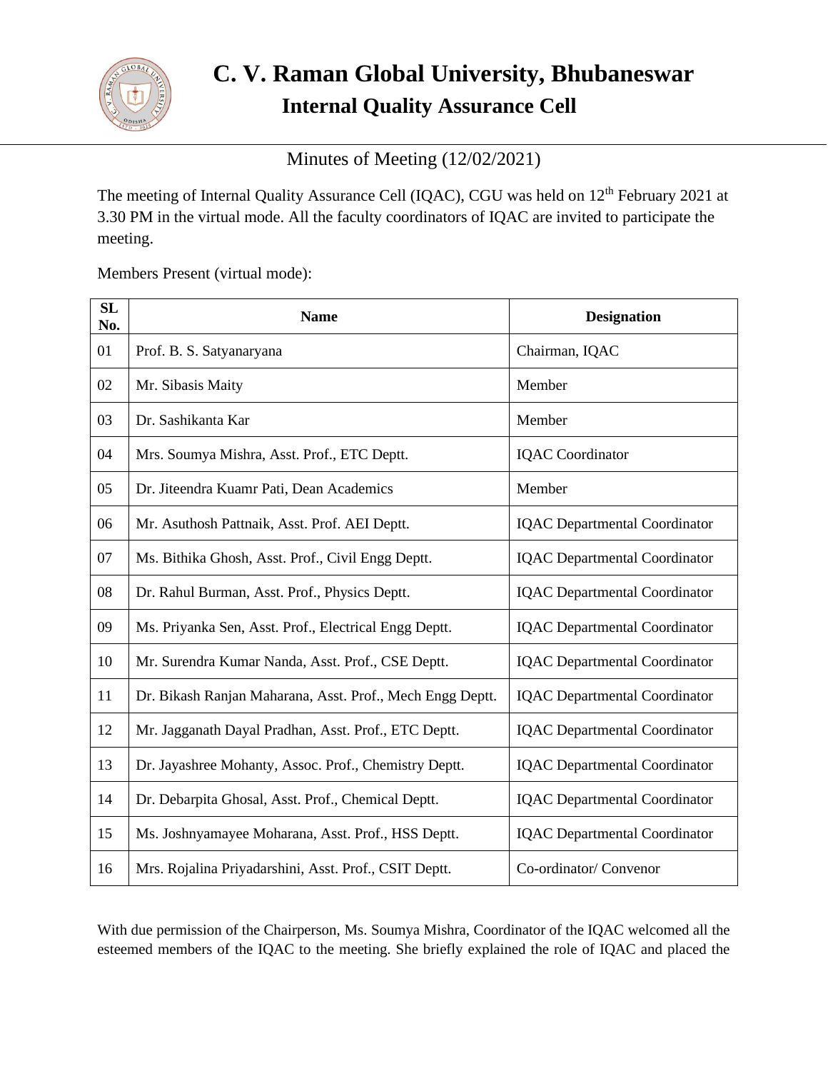# C. V. Raman Global University, Bhubaneswar

## Internal Quality Assurance Cell

Minutes of Meeting (12/02/2021)

The meeting of Internal Quality Assurance Cell (IQAC), CGU was held on 12th February 2021 at 3.30 PM in the virtual mode. All the faculty coordinators of IQAC are invited to participate the meeting.

Members Present (virtual mode):

| SL No. | Name | Designation |
|---|---|---|
| 01 | Prof. B. S. Satyanaryana | Chairman, IQAC |
| 02 | Mr. Sibasis Maity | Member |
| 03 | Dr. Sashikanta Kar | Member |
| 04 | Mrs. Soumya Mishra, Asst. Prof., ETC Deptt. | IQAC Coordinator |
| 05 | Dr. Jiteendra Kuamr Pati, Dean Academics | Member |
| 06 | Mr. Asuthosh Pattnaik, Asst. Prof. AEI Deptt. | IQAC Departmental Coordinator |
| 07 | Ms. Bithika Ghosh, Asst. Prof., Civil Engg Deptt. | IQAC Departmental Coordinator |
| 08 | Dr. Rahul Burman, Asst. Prof., Physics Deptt. | IQAC Departmental Coordinator |
| 09 | Ms. Priyanka Sen, Asst. Prof., Electrical Engg Deptt. | IQAC Departmental Coordinator |
| 10 | Mr. Surendra Kumar Nanda, Asst. Prof., CSE Deptt. | IQAC Departmental Coordinator |
| 11 | Dr. Bikash Ranjan Maharana, Asst. Prof., Mech Engg Deptt. | IQAC Departmental Coordinator |
| 12 | Mr. Jagganath Dayal Pradhan, Asst. Prof., ETC Deptt. | IQAC Departmental Coordinator |
| 13 | Dr. Jayashree Mohanty, Assoc. Prof., Chemistry Deptt. | IQAC Departmental Coordinator |
| 14 | Dr. Debarpita Ghosal, Asst. Prof., Chemical Deptt. | IQAC Departmental Coordinator |
| 15 | Ms. Joshnyamayee Moharana, Asst. Prof., HSS Deptt. | IQAC Departmental Coordinator |
| 16 | Mrs. Rojalina Priyadarshini, Asst. Prof., CSIT Deptt. | Co-ordinator/ Convenor |

With due permission of the Chairperson, Ms. Soumya Mishra, Coordinator of the IQAC welcomed all the esteemed members of the IQAC to the meeting. She briefly explained the role of IQAC and placed the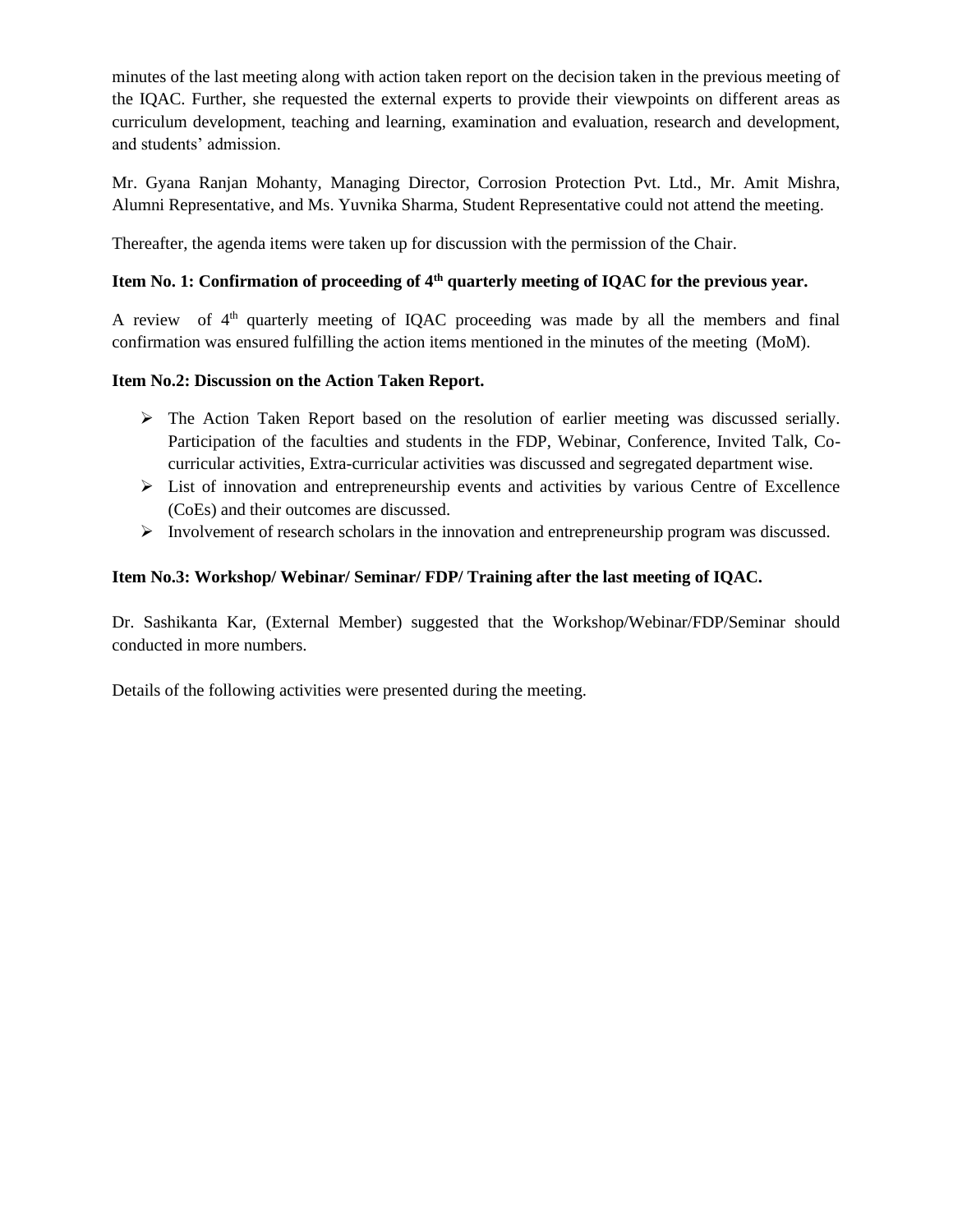minutes of the last meeting along with action taken report on the decision taken in the previous meeting of the IQAC. Further, she requested the external experts to provide their viewpoints on different areas as curriculum development, teaching and learning, examination and evaluation, research and development, and students' admission.

Mr. Gyana Ranjan Mohanty, Managing Director, Corrosion Protection Pvt. Ltd., Mr. Amit Mishra, Alumni Representative, and Ms. Yuvnika Sharma, Student Representative could not attend the meeting.

Thereafter, the agenda items were taken up for discussion with the permission of the Chair.

**Item No. 1: Confirmation of proceeding of 4th quarterly meeting of IQAC for the previous year.**

A review of 4th quarterly meeting of IQAC proceeding was made by all the members and final confirmation was ensured fulfilling the action items mentioned in the minutes of the meeting (MoM).

**Item No.2: Discussion on the Action Taken Report.**

- The Action Taken Report based on the resolution of earlier meeting was discussed serially. Participation of the faculties and students in the FDP, Webinar, Conference, Invited Talk, Co-curricular activities, Extra-curricular activities was discussed and segregated department wise.
- List of innovation and entrepreneurship events and activities by various Centre of Excellence (CoEs) and their outcomes are discussed.
- Involvement of research scholars in the innovation and entrepreneurship program was discussed.

**Item No.3: Workshop/ Webinar/ Seminar/ FDP/ Training after the last meeting of IQAC.**

Dr. Sashikanta Kar, (External Member) suggested that the Workshop/Webinar/FDP/Seminar should conducted in more numbers.

Details of the following activities were presented during the meeting.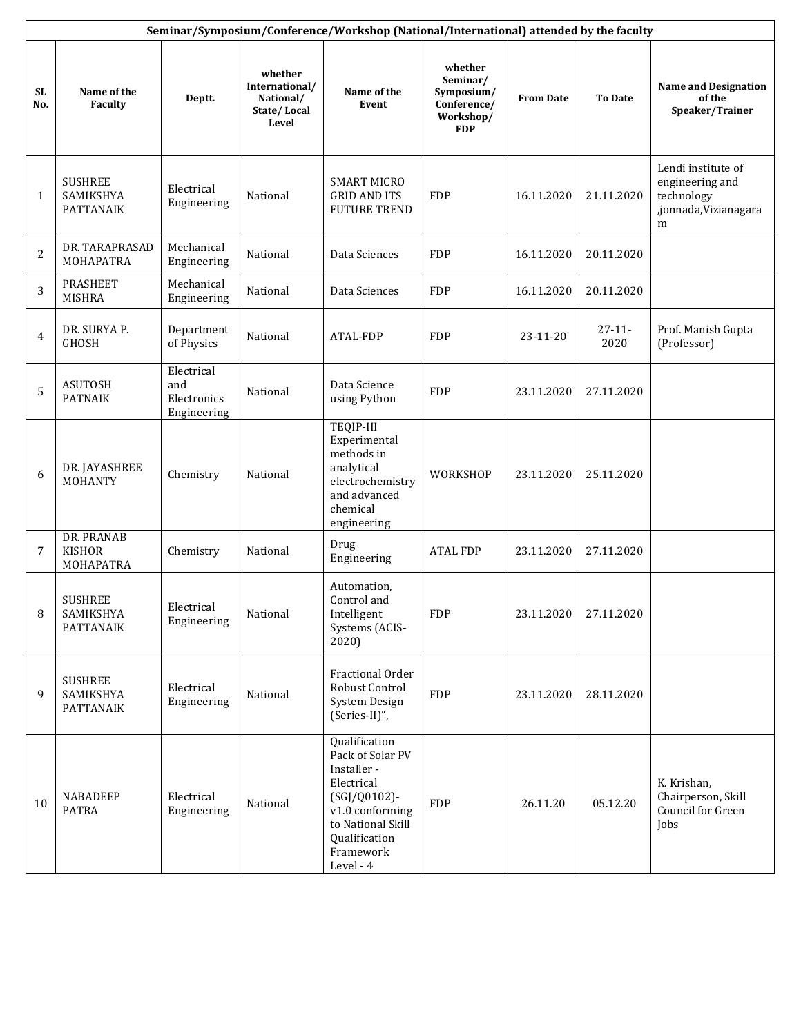| Seminar/Symposium/Conference/Workshop (National/International) attended by the faculty | | | | | | | | |
|---|---|---|---|---|---|---|---|---|
| SL No. | Name of the Faculty | Deptt. | whether International/ National/ State/ Local Level | Name of the Event | whether Seminar/ Symposium/ Conference/ Workshop/ FDP | From Date | To Date | Name and Designation of the Speaker/Trainer |
| 1 | SUSHREE SAMIKSHYA PATTANAIK | Electrical Engineering | National | SMART MICRO GRID AND ITS FUTURE TREND | FDP | 16.11.2020 | 21.11.2020 | Lendi institute of engineering and technology ,jonnada,Vizianagaram |
| 2 | DR. TARAPRASAD MOHAPATRA | Mechanical Engineering | National | Data Sciences | FDP | 16.11.2020 | 20.11.2020 | |
| 3 | PRASHEET MISHRA | Mechanical Engineering | National | Data Sciences | FDP | 16.11.2020 | 20.11.2020 | |
| 4 | DR. SURYA P. GHOSH | Department of Physics | National | ATAL-FDP | FDP | 23-11-20 | 27-11-2020 | Prof. Manish Gupta (Professor) |
| 5 | ASUTOSH PATNAIK | Electrical and Electronics Engineering | National | Data Science using Python | FDP | 23.11.2020 | 27.11.2020 | |
| 6 | DR. JAYASHREE MOHANTY | Chemistry | National | TEQIP-III Experimental methods in analytical electrochemistry and advanced chemical engineering | WORKSHOP | 23.11.2020 | 25.11.2020 | |
| 7 | DR. PRANAB KISHOR MOHAPATRA | Chemistry | National | Drug Engineering | ATAL FDP | 23.11.2020 | 27.11.2020 | |
| 8 | SUSHREE SAMIKSHYA PATTANAIK | Electrical Engineering | National | Automation, Control and Intelligent Systems (ACIS-2020) | FDP | 23.11.2020 | 27.11.2020 | |
| 9 | SUSHREE SAMIKSHYA PATTANAIK | Electrical Engineering | National | Fractional Order Robust Control System Design (Series-II)", | FDP | 23.11.2020 | 28.11.2020 | |
| 10 | NABADEEP PATRA | Electrical Engineering | National | Qualification Pack of Solar PV Installer - Electrical (SGJ/Q0102)-v1.0 conforming to National Skill Qualification Framework Level - 4 | FDP | 26.11.20 | 05.12.20 | K. Krishan, Chairperson, Skill Council for Green Jobs |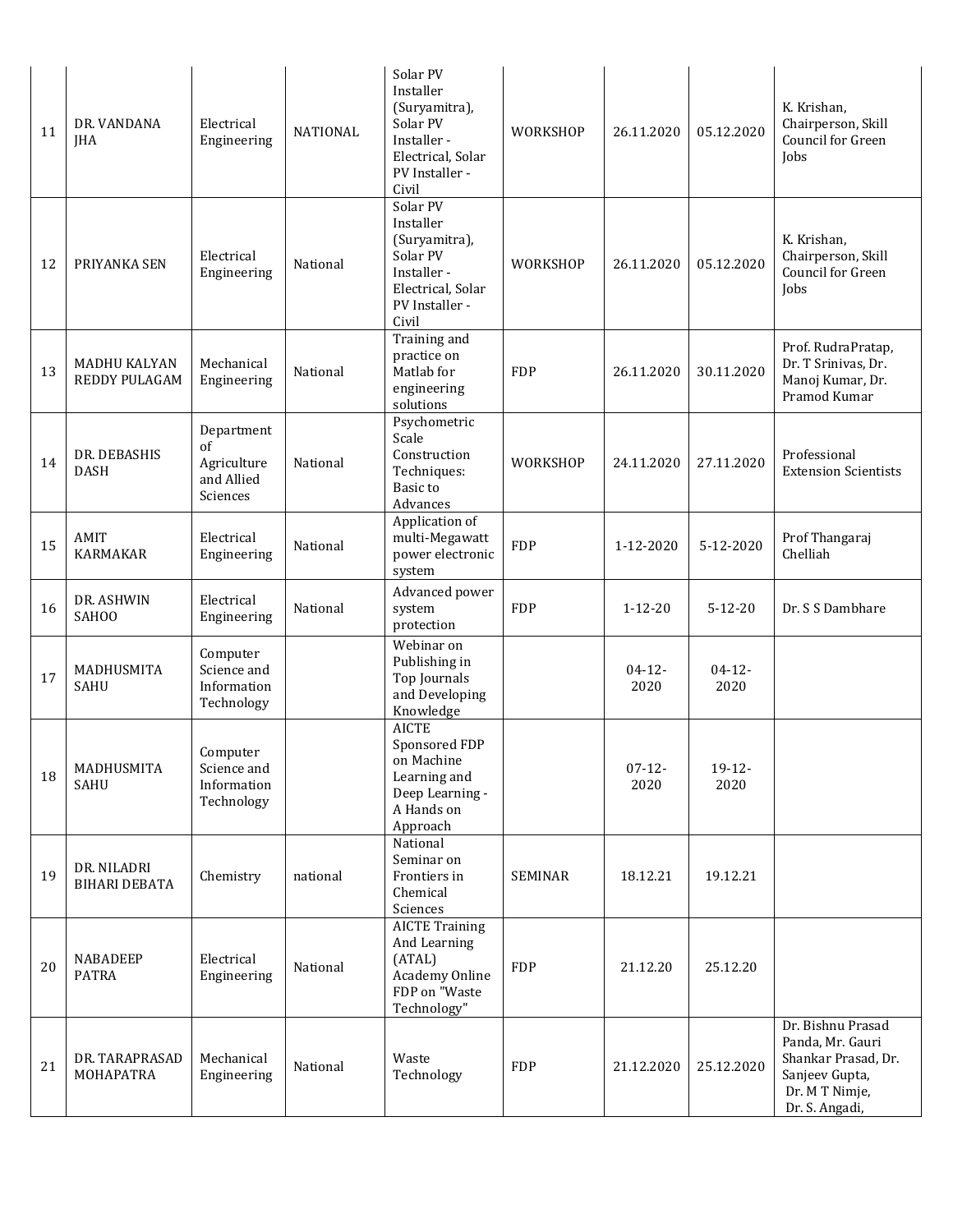| 11 | DR. VANDANA JHA | Electrical Engineering | NATIONAL | Solar PV Installer (Suryamitra), Solar PV Installer - Electrical, Solar PV Installer - Civil | WORKSHOP | 26.11.2020 | 05.12.2020 | K. Krishan, Chairperson, Skill Council for Green Jobs |
|---|---|---|---|---|---|---|---|---|
| 12 | PRIYANKA SEN | Electrical Engineering | National | Solar PV Installer (Suryamitra), Solar PV Installer - Electrical, Solar PV Installer - Civil | WORKSHOP | 26.11.2020 | 05.12.2020 | K. Krishan, Chairperson, Skill Council for Green Jobs |
| 13 | MADHU KALYAN REDDY PULAGAM | Mechanical Engineering | National | Training and practice on Matlab for engineering solutions | FDP | 26.11.2020 | 30.11.2020 | Prof. RudraPratap, Dr. T Srinivas, Dr. Manoj Kumar, Dr. Pramod Kumar |
| 14 | DR. DEBASHIS DASH | Department of Agriculture and Allied Sciences | National | Psychometric Scale Construction Techniques: Basic to Advances | WORKSHOP | 24.11.2020 | 27.11.2020 | Professional Extension Scientists |
| 15 | AMIT KARMAKAR | Electrical Engineering | National | Application of multi-Megawatt power electronic system | FDP | 1-12-2020 | 5-12-2020 | Prof Thangaraj Chelliah |
| 16 | DR. ASHWIN SAHOO | Electrical Engineering | National | Advanced power system protection | FDP | 1-12-20 | 5-12-20 | Dr. S S Dambhare |
| 17 | MADHUSMITA SAHU | Computer Science and Information Technology | | Webinar on Publishing in Top Journals and Developing Knowledge | | 04-12-2020 | 04-12-2020 | |
| 18 | MADHUSMITA SAHU | Computer Science and Information Technology | | AICTE Sponsored FDP on Machine Learning and Deep Learning - A Hands on Approach | | 07-12-2020 | 19-12-2020 | |
| 19 | DR. NILADRI BIHARI DEBATA | Chemistry | national | National Seminar on Frontiers in Chemical Sciences | SEMINAR | 18.12.21 | 19.12.21 | |
| 20 | NABADEEP PATRA | Electrical Engineering | National | AICTE Training And Learning (ATAL) Academy Online FDP on "Waste Technology" | FDP | 21.12.20 | 25.12.20 | |
| 21 | DR. TARAPRASAD MOHAPATRA | Mechanical Engineering | National | Waste Technology | FDP | 21.12.2020 | 25.12.2020 | Dr. Bishnu Prasad Panda, Mr. Gauri Shankar Prasad, Dr. Sanjeev Gupta, Dr. M T Nimje, Dr. S. Angadi, |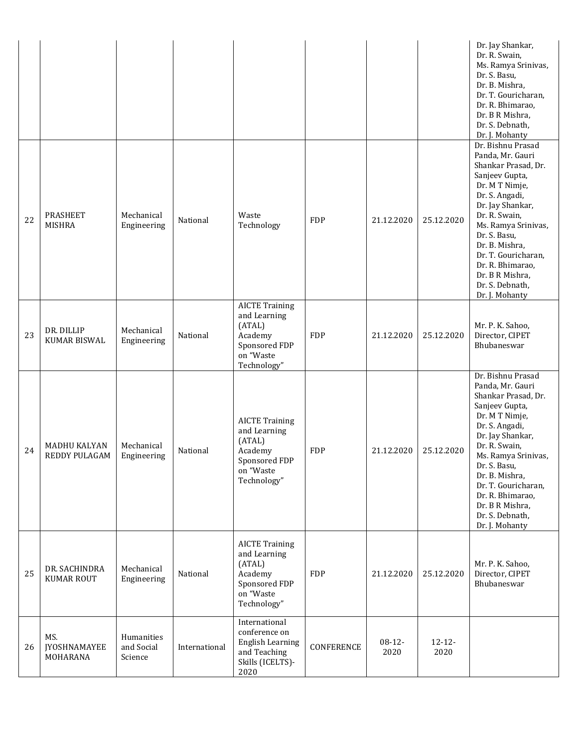| | | | | | | | | |
|---|---|---|---|---|---|---|---|---|
| | | | | | | | | Dr. Jay Shankar, Dr. R. Swain, Ms. Ramya Srinivas, Dr. S. Basu, Dr. B. Mishra, Dr. T. Gouricharan, Dr. R. Bhimarao, Dr. B R Mishra, Dr. S. Debnath, Dr. J. Mohanty |
| 22 | PRASHEET MISHRA | Mechanical Engineering | National | Waste Technology | FDP | 21.12.2020 | 25.12.2020 | Dr. Bishnu Prasad Panda, Mr. Gauri Shankar Prasad, Dr. Sanjeev Gupta, Dr. M T Nimje, Dr. S. Angadi, Dr. Jay Shankar, Dr. R. Swain, Ms. Ramya Srinivas, Dr. S. Basu, Dr. B. Mishra, Dr. T. Gouricharan, Dr. R. Bhimarao, Dr. B R Mishra, Dr. S. Debnath, Dr. J. Mohanty |
| 23 | DR. DILLIP KUMAR BISWAL | Mechanical Engineering | National | AICTE Training and Learning (ATAL) Academy Sponsored FDP on "Waste Technology" | FDP | 21.12.2020 | 25.12.2020 | Mr. P. K. Sahoo, Director, CIPET Bhubaneswar |
| 24 | MADHU KALYAN REDDY PULAGAM | Mechanical Engineering | National | AICTE Training and Learning (ATAL) Academy Sponsored FDP on "Waste Technology" | FDP | 21.12.2020 | 25.12.2020 | Dr. Bishnu Prasad Panda, Mr. Gauri Shankar Prasad, Dr. Sanjeev Gupta, Dr. M T Nimje, Dr. S. Angadi, Dr. Jay Shankar, Dr. R. Swain, Ms. Ramya Srinivas, Dr. S. Basu, Dr. B. Mishra, Dr. T. Gouricharan, Dr. R. Bhimarao, Dr. B R Mishra, Dr. S. Debnath, Dr. J. Mohanty |
| 25 | DR. SACHINDRA KUMAR ROUT | Mechanical Engineering | National | AICTE Training and Learning (ATAL) Academy Sponsored FDP on "Waste Technology" | FDP | 21.12.2020 | 25.12.2020 | Mr. P. K. Sahoo, Director, CIPET Bhubaneswar |
| 26 | MS. JYOSHNAMAYEE MOHARANA | Humanities and Social Science | International | International conference on English Learning and Teaching Skills (ICELTS)-2020 | CONFERENCE | 08-12-2020 | 12-12-2020 | |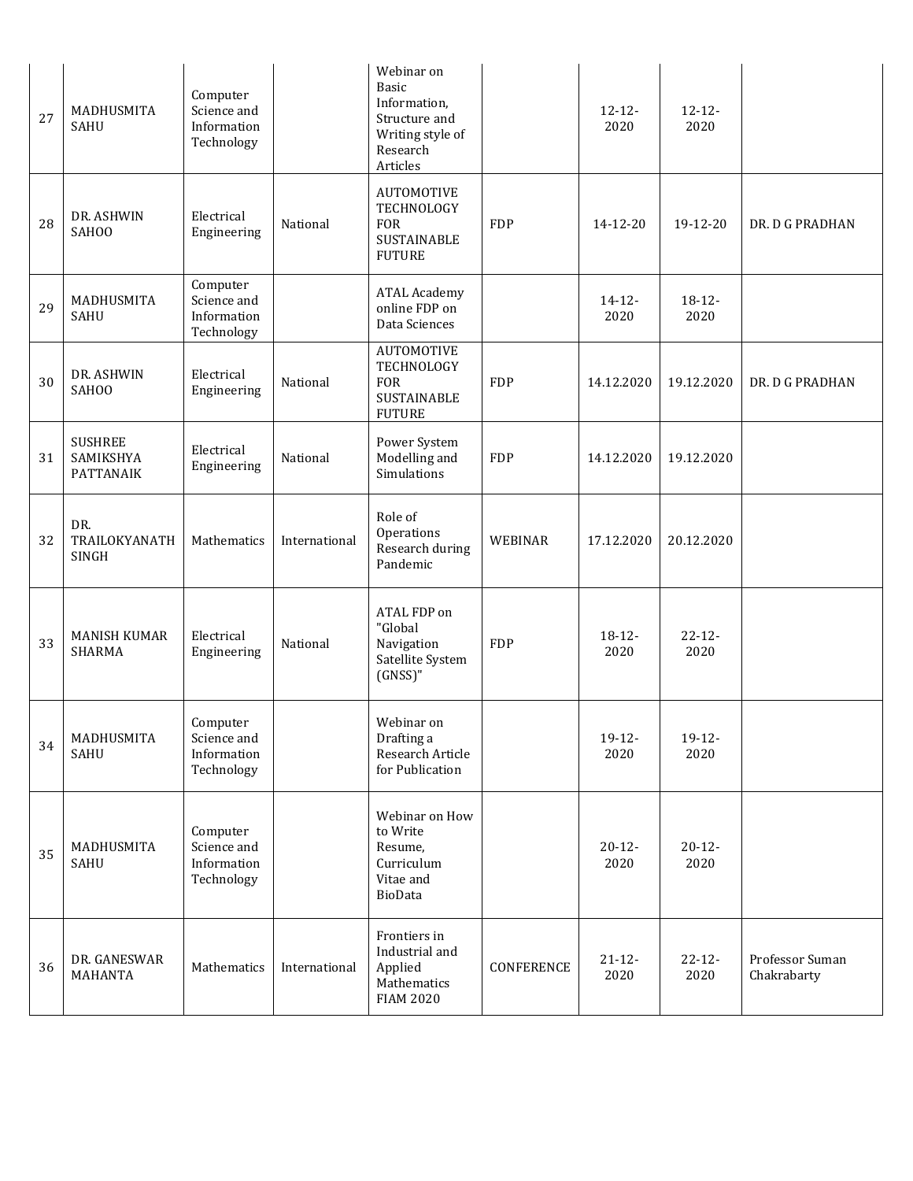| 27 | MADHUSMITA SAHU | Computer Science and Information Technology | | Webinar on Basic Information, Structure and Writing style of Research Articles | | 12-12-2020 | 12-12-2020 | |
|---|---|---|---|---|---|---|---|---|
| 28 | DR. ASHWIN SAHOO | Electrical Engineering | National | AUTOMOTIVE TECHNOLOGY FOR SUSTAINABLE FUTURE | FDP | 14-12-20 | 19-12-20 | DR. D G PRADHAN |
| 29 | MADHUSMITA SAHU | Computer Science and Information Technology | | ATAL Academy online FDP on Data Sciences | | 14-12-2020 | 18-12-2020 | |
| 30 | DR. ASHWIN SAHOO | Electrical Engineering | National | AUTOMOTIVE TECHNOLOGY FOR SUSTAINABLE FUTURE | FDP | 14.12.2020 | 19.12.2020 | DR. D G PRADHAN |
| 31 | SUSHREE SAMIKSHYA PATTANAIK | Electrical Engineering | National | Power System Modelling and Simulations | FDP | 14.12.2020 | 19.12.2020 | |
| 32 | DR. TRAILOKYANATH SINGH | Mathematics | International | Role of Operations Research during Pandemic | WEBINAR | 17.12.2020 | 20.12.2020 | |
| 33 | MANISH KUMAR SHARMA | Electrical Engineering | National | ATAL FDP on "Global Navigation Satellite System (GNSS)" | FDP | 18-12-2020 | 22-12-2020 | |
| 34 | MADHUSMITA SAHU | Computer Science and Information Technology | | Webinar on Drafting a Research Article for Publication | | 19-12-2020 | 19-12-2020 | |
| 35 | MADHUSMITA SAHU | Computer Science and Information Technology | | Webinar on How to Write Resume, Curriculum Vitae and BioData | | 20-12-2020 | 20-12-2020 | |
| 36 | DR. GANESWAR MAHANTA | Mathematics | International | Frontiers in Industrial and Applied Mathematics FIAM 2020 | CONFERENCE | 21-12-2020 | 22-12-2020 | Professor Suman Chakrabarty |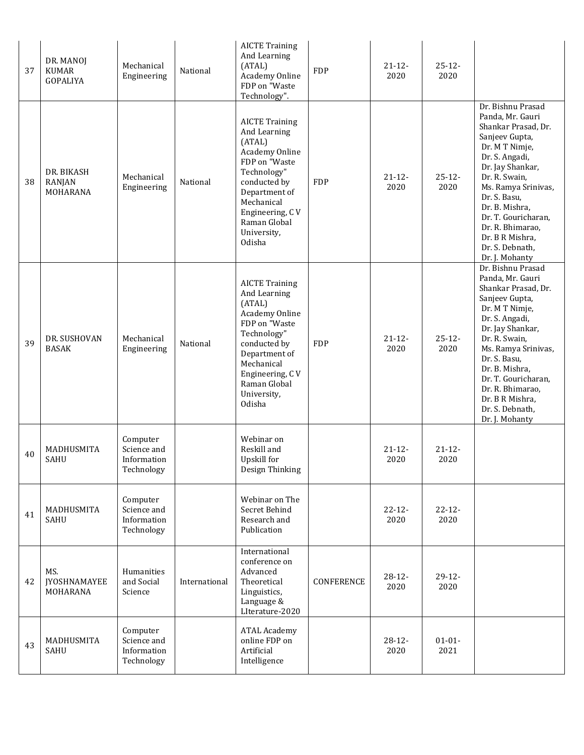| 37 | DR. MANOJ KUMAR GOPALIYA | Mechanical Engineering | National | AICTE Training And Learning (ATAL) Academy Online FDP on "Waste Technology". | FDP | 21-12-2020 | 25-12-2020 | |
|---|---|---|---|---|---|---|---|---|
| 38 | DR. BIKASH RANJAN MOHARANA | Mechanical Engineering | National | AICTE Training And Learning (ATAL) Academy Online FDP on "Waste Technology" conducted by Department of Mechanical Engineering, C V Raman Global University, Odisha | FDP | 21-12-2020 | 25-12-2020 | Dr. Bishnu Prasad Panda, Mr. Gauri Shankar Prasad, Dr. Sanjeev Gupta, Dr. M T Nimje, Dr. S. Angadi, Dr. Jay Shankar, Dr. R. Swain, Ms. Ramya Srinivas, Dr. S. Basu, Dr. B. Mishra, Dr. T. Gouricharan, Dr. R. Bhimarao, Dr. B R Mishra, Dr. S. Debnath, Dr. J. Mohanty |
| 39 | DR. SUSHOVAN BASAK | Mechanical Engineering | National | AICTE Training And Learning (ATAL) Academy Online FDP on "Waste Technology" conducted by Department of Mechanical Engineering, C V Raman Global University, Odisha | FDP | 21-12-2020 | 25-12-2020 | Dr. Bishnu Prasad Panda, Mr. Gauri Shankar Prasad, Dr. Sanjeev Gupta, Dr. M T Nimje, Dr. S. Angadi, Dr. Jay Shankar, Dr. R. Swain, Ms. Ramya Srinivas, Dr. S. Basu, Dr. B. Mishra, Dr. T. Gouricharan, Dr. R. Bhimarao, Dr. B R Mishra, Dr. S. Debnath, Dr. J. Mohanty |
| 40 | MADHUSMITA SAHU | Computer Science and Information Technology | | Webinar on Reskill and Upskill for Design Thinking | | 21-12-2020 | 21-12-2020 | |
| 41 | MADHUSMITA SAHU | Computer Science and Information Technology | | Webinar on The Secret Behind Research and Publication | | 22-12-2020 | 22-12-2020 | |
| 42 | MS. JYOSHNAMAYEE MOHARANA | Humanities and Social Science | International | International conference on Advanced Theoretical Linguistics, Language & LIterature-2020 | CONFERENCE | 28-12-2020 | 29-12-2020 | |
| 43 | MADHUSMITA SAHU | Computer Science and Information Technology | | ATAL Academy online FDP on Artificial Intelligence | | 28-12-2020 | 01-01-2021 | |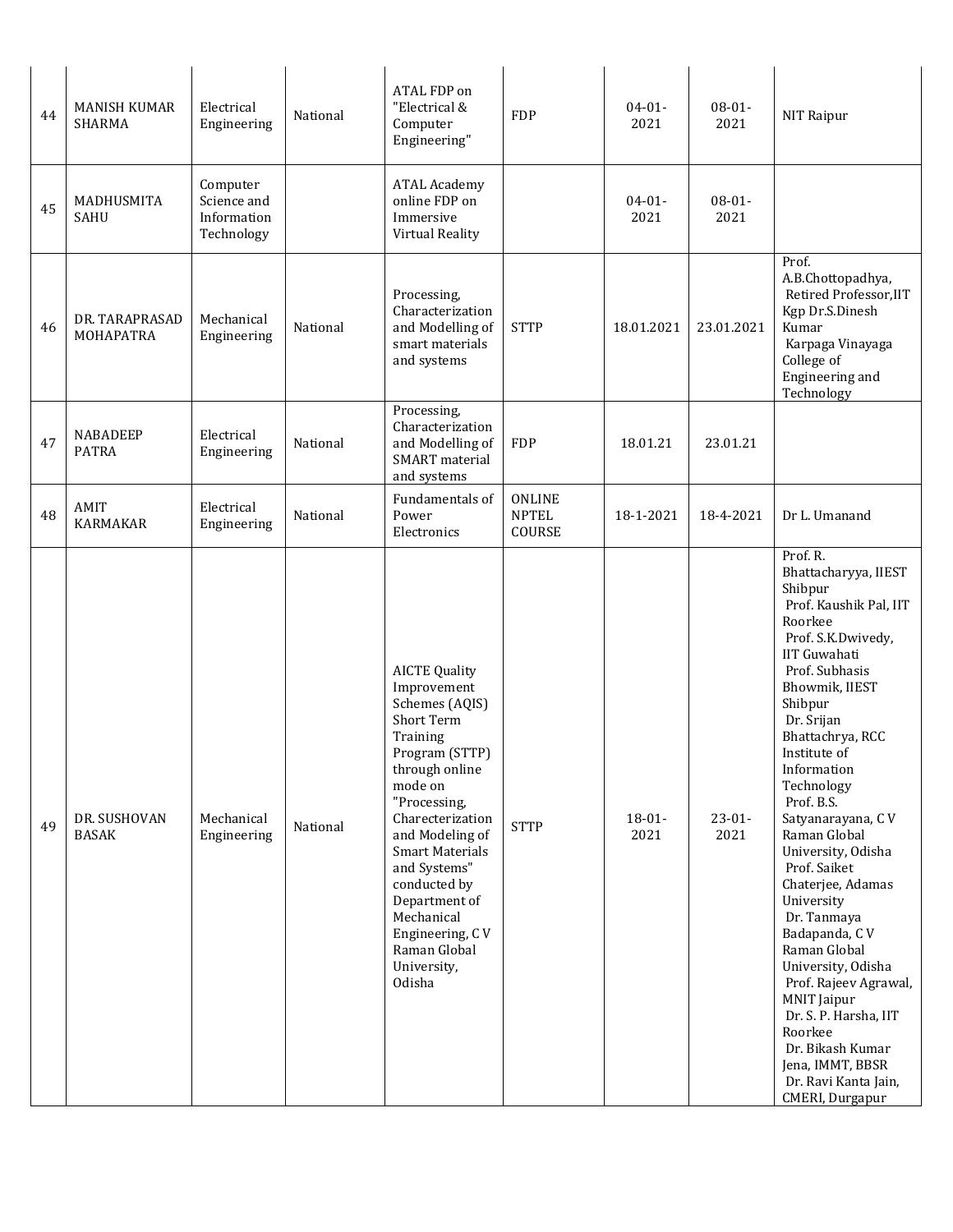| 44 | MANISH KUMAR SHARMA | Electrical Engineering | National | ATAL FDP on "Electrical & Computer Engineering" | FDP | 04-01-2021 | 08-01-2021 | NIT Raipur |
|---|---|---|---|---|---|---|---|---|
| 45 | MADHUSMITA SAHU | Computer Science and Information Technology | | ATAL Academy online FDP on Immersive Virtual Reality | | 04-01-2021 | 08-01-2021 | |
| 46 | DR. TARAPRASAD MOHAPATRA | Mechanical Engineering | National | Processing, Characterization and Modelling of smart materials and systems | STTP | 18.01.2021 | 23.01.2021 | Prof. A.B.Chottopadhya, Retired Professor,IIT Kgp Dr.S.Dinesh Kumar Karpaga Vinayaga College of Engineering and Technology |
| 47 | NABADEEP PATRA | Electrical Engineering | National | Processing, Characterization and Modelling of SMART material and systems | FDP | 18.01.21 | 23.01.21 | |
| 48 | AMIT KARMAKAR | Electrical Engineering | National | Fundamentals of Power Electronics | ONLINE NPTEL COURSE | 18-1-2021 | 18-4-2021 | Dr L. Umanand |
| 49 | DR. SUSHOVAN BASAK | Mechanical Engineering | National | AICTE Quality Improvement Schemes (AQIS) Short Term Training Program (STTP) through online mode on "Processing, Charecterization and Modeling of Smart Materials and Systems" conducted by Department of Mechanical Engineering, C V Raman Global University, Odisha | STTP | 18-01-2021 | 23-01-2021 | Prof. R. Bhattacharyya, IIEST Shibpur Prof. Kaushik Pal, IIT Roorkee Prof. S.K.Dwivedy, IIT Guwahati Prof. Subhasis Bhowmik, IIEST Shibpur Dr. Srijan Bhattachrya, RCC Institute of Information Technology Prof. B.S. Satyanarayana, C V Raman Global University, Odisha Prof. Saiket Chaterjee, Adamas University Dr. Tanmaya Badapanda, C V Raman Global University, Odisha Prof. Rajeev Agrawal, MNIT Jaipur Dr. S. P. Harsha, IIT Roorkee Dr. Bikash Kumar Jena, IMMT, BBSR Dr. Ravi Kanta Jain, CMERI, Durgapur |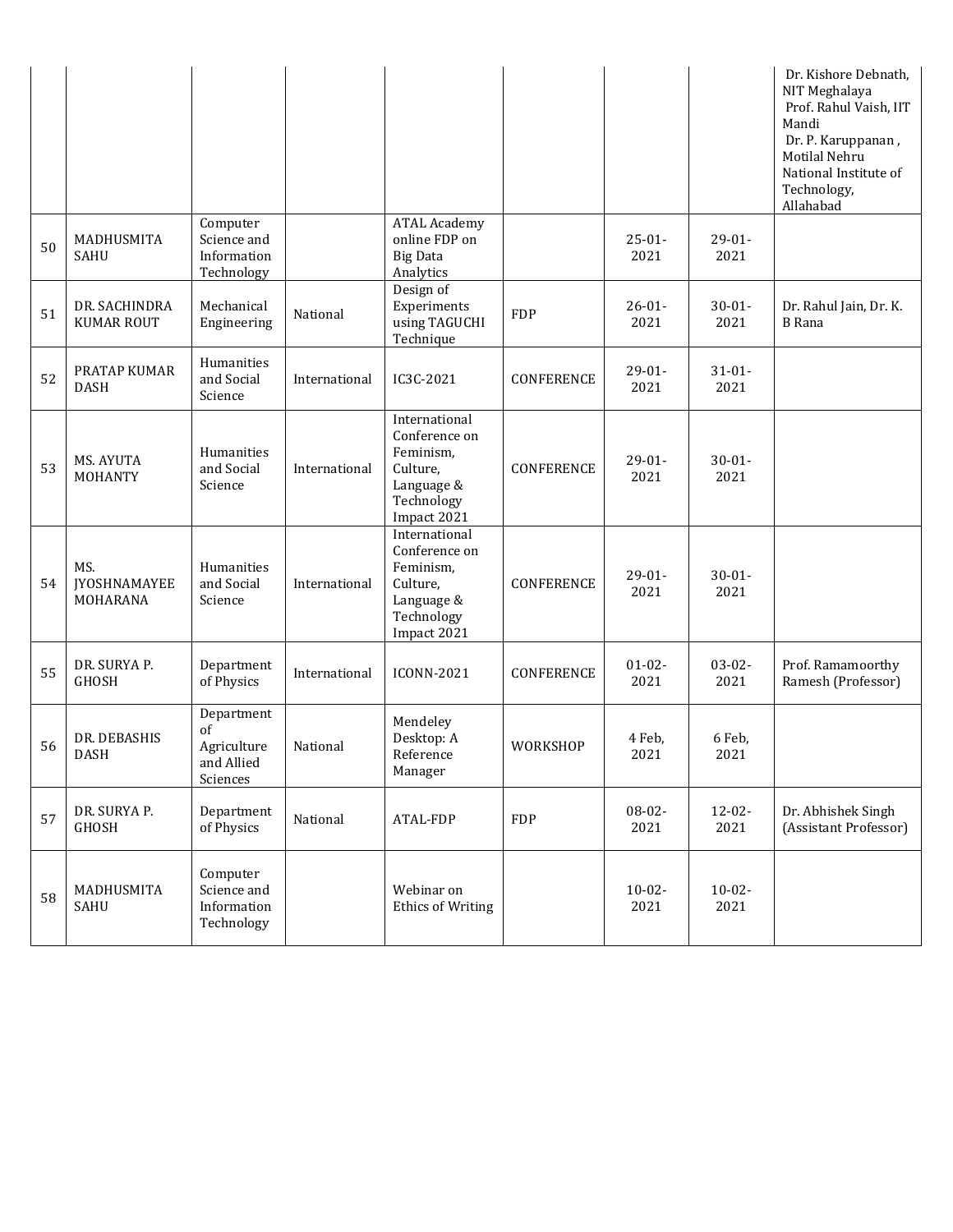|  |  |  |  |  |  |  |  | Dr. Kishore Debnath, NIT Meghalaya Prof. Rahul Vaish, IIT Mandi Dr. P. Karuppanan , Motilal Nehru National Institute of Technology, Allahabad |
|---|---|---|---|---|---|---|---|---|
| 50 | MADHUSMITA SAHU | Computer Science and Information Technology |  | ATAL Academy online FDP on Big Data Analytics |  | 25-01-2021 | 29-01-2021 |  |
| 51 | DR. SACHINDRA KUMAR ROUT | Mechanical Engineering | National | Design of Experiments using TAGUCHI Technique | FDP | 26-01-2021 | 30-01-2021 | Dr. Rahul Jain, Dr. K. B Rana |
| 52 | PRATAP KUMAR DASH | Humanities and Social Science | International | IC3C-2021 | CONFERENCE | 29-01-2021 | 31-01-2021 |  |
| 53 | MS. AYUTA MOHANTY | Humanities and Social Science | International | International Conference on Feminism, Culture, Language & Technology Impact 2021 | CONFERENCE | 29-01-2021 | 30-01-2021 |  |
| 54 | MS. JYOSHNAMAYEE MOHARANA | Humanities and Social Science | International | International Conference on Feminism, Culture, Language & Technology Impact 2021 | CONFERENCE | 29-01-2021 | 30-01-2021 |  |
| 55 | DR. SURYA P. GHOSH | Department of Physics | International | ICONN-2021 | CONFERENCE | 01-02-2021 | 03-02-2021 | Prof. Ramamoorthy Ramesh (Professor) |
| 56 | DR. DEBASHIS DASH | Department of Agriculture and Allied Sciences | National | Mendeley Desktop: A Reference Manager | WORKSHOP | 4 Feb, 2021 | 6 Feb, 2021 |  |
| 57 | DR. SURYA P. GHOSH | Department of Physics | National | ATAL-FDP | FDP | 08-02-2021 | 12-02-2021 | Dr. Abhishek Singh (Assistant Professor) |
| 58 | MADHUSMITA SAHU | Computer Science and Information Technology |  | Webinar on Ethics of Writing |  | 10-02-2021 | 10-02-2021 |  |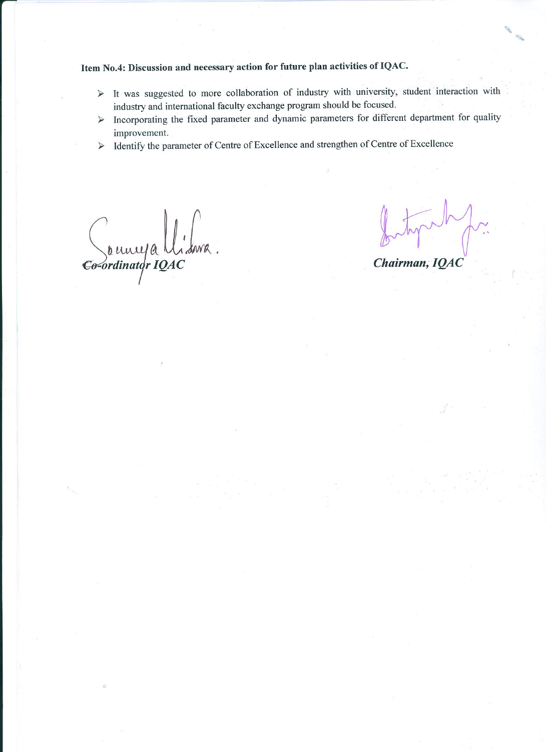**Item No.4: Discussion and necessary action for future plan activities of IQAC.**

- It was suggested to more collaboration of industry with university, student interaction with industry and international faculty exchange program should be focused.
- Incorporating the fixed parameter and dynamic parameters for different department for quality improvement.
- Identify the parameter of Centre of Excellence and strengthen of Centre of Excellence

*Co-ordinator IQAC*

*Chairman, IQAC*